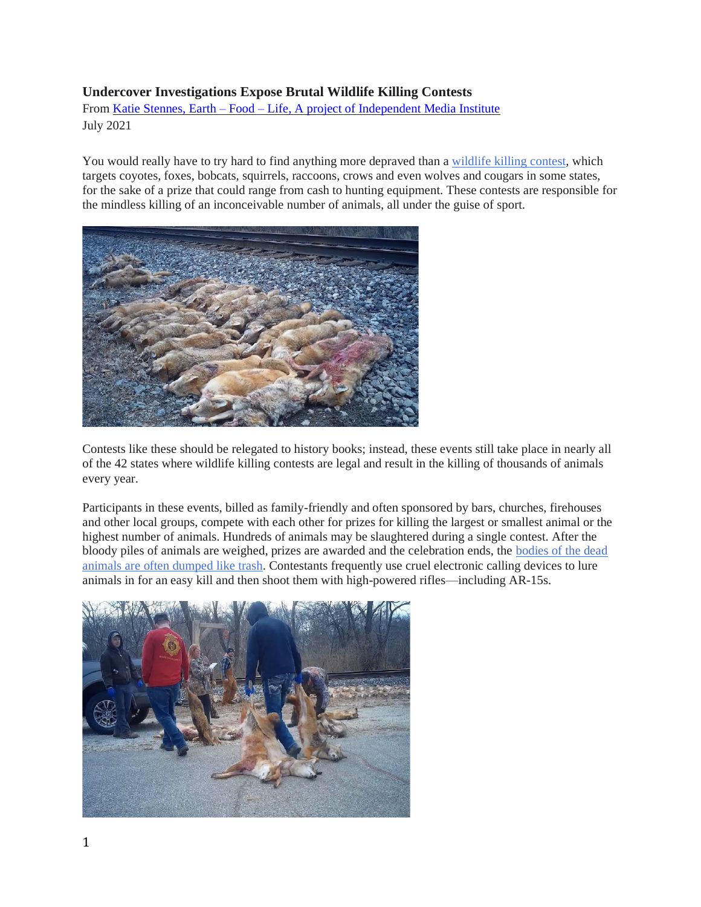**Undercover Investigations Expose Brutal Wildlife Killing Contests**

From Katie Stennes, Earth – Food – Life, A project of Independent Media Institute
July 2021

You would really have to try hard to find anything more depraved than a wildlife killing contest, which targets coyotes, foxes, bobcats, squirrels, raccoons, crows and even wolves and cougars in some states, for the sake of a prize that could range from cash to hunting equipment. These contests are responsible for the mindless killing of an inconceivable number of animals, all under the guise of sport.

Contests like these should be relegated to history books; instead, these events still take place in nearly all of the 42 states where wildlife killing contests are legal and result in the killing of thousands of animals every year.

Participants in these events, billed as family-friendly and often sponsored by bars, churches, firehouses and other local groups, compete with each other for prizes for killing the largest or smallest animal or the highest number of animals. Hundreds of animals may be slaughtered during a single contest. After the bloody piles of animals are weighed, prizes are awarded and the celebration ends, the bodies of the dead animals are often dumped like trash. Contestants frequently use cruel electronic calling devices to lure animals in for an easy kill and then shoot them with high-powered rifles—including AR-15s.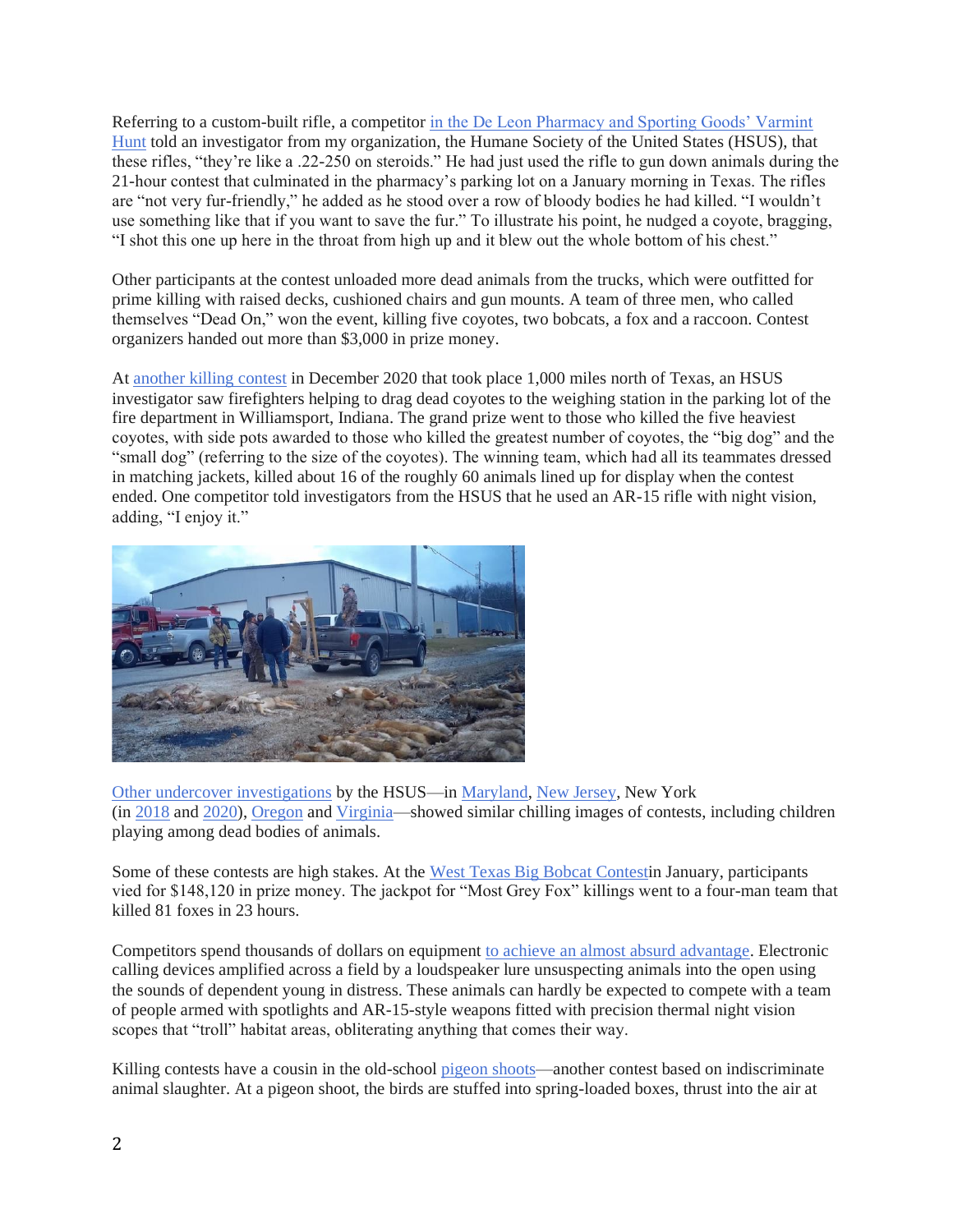Referring to a custom-built rifle, a competitor in the De Leon Pharmacy and Sporting Goods' Varmint Hunt told an investigator from my organization, the Humane Society of the United States (HSUS), that these rifles, "they're like a .22-250 on steroids." He had just used the rifle to gun down animals during the 21-hour contest that culminated in the pharmacy's parking lot on a January morning in Texas. The rifles are "not very fur-friendly," he added as he stood over a row of bloody bodies he had killed. "I wouldn't use something like that if you want to save the fur." To illustrate his point, he nudged a coyote, bragging, "I shot this one up here in the throat from high up and it blew out the whole bottom of his chest."

Other participants at the contest unloaded more dead animals from the trucks, which were outfitted for prime killing with raised decks, cushioned chairs and gun mounts. A team of three men, who called themselves "Dead On," won the event, killing five coyotes, two bobcats, a fox and a raccoon. Contest organizers handed out more than $3,000 in prize money.

At another killing contest in December 2020 that took place 1,000 miles north of Texas, an HSUS investigator saw firefighters helping to drag dead coyotes to the weighing station in the parking lot of the fire department in Williamsport, Indiana. The grand prize went to those who killed the five heaviest coyotes, with side pots awarded to those who killed the greatest number of coyotes, the "big dog" and the "small dog" (referring to the size of the coyotes). The winning team, which had all its teammates dressed in matching jackets, killed about 16 of the roughly 60 animals lined up for display when the contest ended. One competitor told investigators from the HSUS that he used an AR-15 rifle with night vision, adding, "I enjoy it."

Other undercover investigations by the HSUS—in Maryland, New Jersey, New York (in 2018 and 2020), Oregon and Virginia—showed similar chilling images of contests, including children playing among dead bodies of animals.

Some of these contests are high stakes. At the West Texas Big Bobcat Contestin January, participants vied for $148,120 in prize money. The jackpot for "Most Grey Fox" killings went to a four-man team that killed 81 foxes in 23 hours.

Competitors spend thousands of dollars on equipment to achieve an almost absurd advantage. Electronic calling devices amplified across a field by a loudspeaker lure unsuspecting animals into the open using the sounds of dependent young in distress. These animals can hardly be expected to compete with a team of people armed with spotlights and AR-15-style weapons fitted with precision thermal night vision scopes that "troll" habitat areas, obliterating anything that comes their way.

Killing contests have a cousin in the old-school pigeon shoots—another contest based on indiscriminate animal slaughter. At a pigeon shoot, the birds are stuffed into spring-loaded boxes, thrust into the air at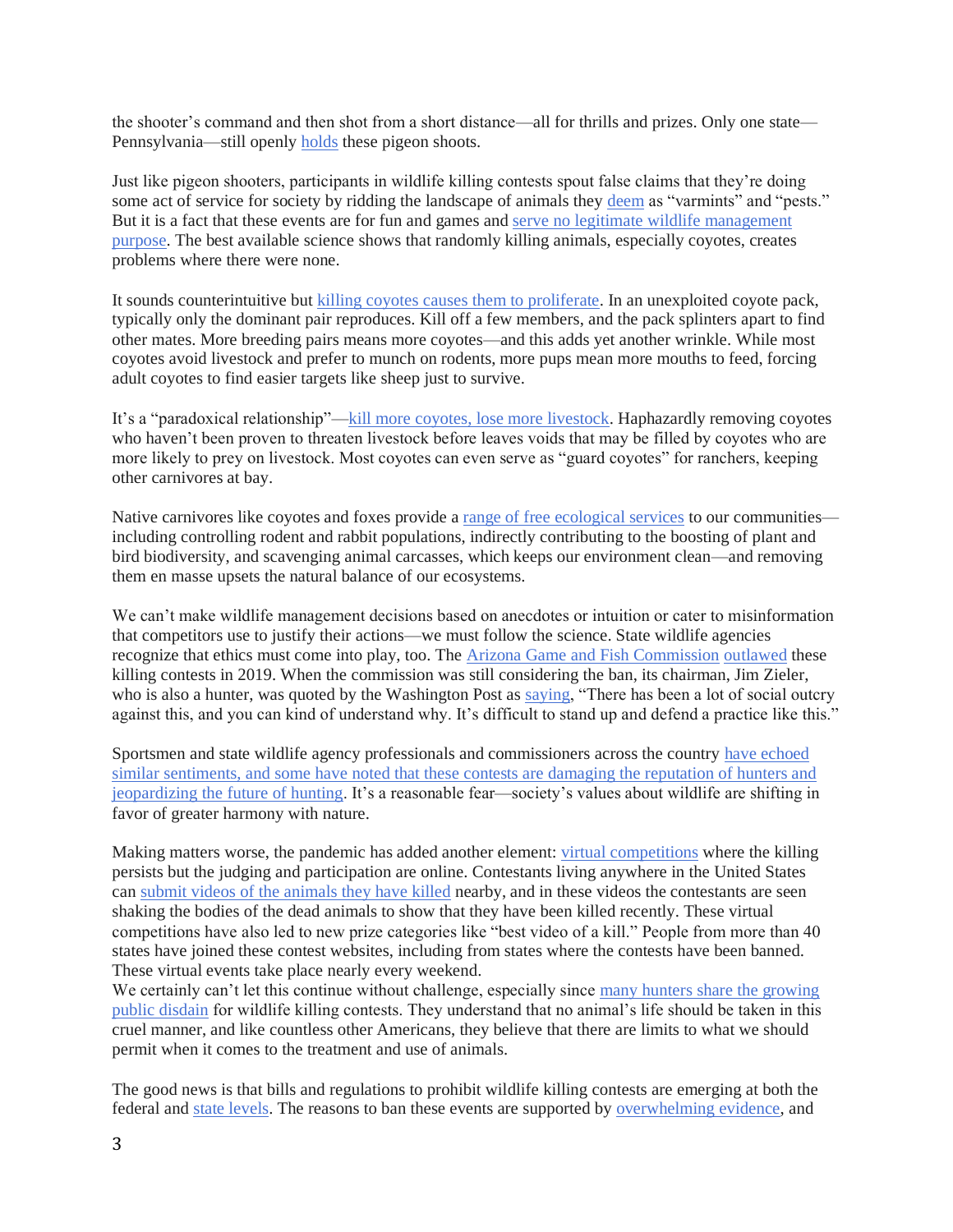the shooter's command and then shot from a short distance—all for thrills and prizes. Only one state—Pennsylvania—still openly holds these pigeon shoots.

Just like pigeon shooters, participants in wildlife killing contests spout false claims that they're doing some act of service for society by ridding the landscape of animals they deem as "varmints" and "pests." But it is a fact that these events are for fun and games and serve no legitimate wildlife management purpose. The best available science shows that randomly killing animals, especially coyotes, creates problems where there were none.

It sounds counterintuitive but killing coyotes causes them to proliferate. In an unexploited coyote pack, typically only the dominant pair reproduces. Kill off a few members, and the pack splinters apart to find other mates. More breeding pairs means more coyotes—and this adds yet another wrinkle. While most coyotes avoid livestock and prefer to munch on rodents, more pups mean more mouths to feed, forcing adult coyotes to find easier targets like sheep just to survive.

It's a "paradoxical relationship"—kill more coyotes, lose more livestock. Haphazardly removing coyotes who haven't been proven to threaten livestock before leaves voids that may be filled by coyotes who are more likely to prey on livestock. Most coyotes can even serve as "guard coyotes" for ranchers, keeping other carnivores at bay.

Native carnivores like coyotes and foxes provide a range of free ecological services to our communities—including controlling rodent and rabbit populations, indirectly contributing to the boosting of plant and bird biodiversity, and scavenging animal carcasses, which keeps our environment clean—and removing them en masse upsets the natural balance of our ecosystems.

We can't make wildlife management decisions based on anecdotes or intuition or cater to misinformation that competitors use to justify their actions—we must follow the science. State wildlife agencies recognize that ethics must come into play, too. The Arizona Game and Fish Commission outlawed these killing contests in 2019. When the commission was still considering the ban, its chairman, Jim Zieler, who is also a hunter, was quoted by the Washington Post as saying, "There has been a lot of social outcry against this, and you can kind of understand why. It's difficult to stand up and defend a practice like this."

Sportsmen and state wildlife agency professionals and commissioners across the country have echoed similar sentiments, and some have noted that these contests are damaging the reputation of hunters and jeopardizing the future of hunting. It's a reasonable fear—society's values about wildlife are shifting in favor of greater harmony with nature.

Making matters worse, the pandemic has added another element: virtual competitions where the killing persists but the judging and participation are online. Contestants living anywhere in the United States can submit videos of the animals they have killed nearby, and in these videos the contestants are seen shaking the bodies of the dead animals to show that they have been killed recently. These virtual competitions have also led to new prize categories like "best video of a kill." People from more than 40 states have joined these contest websites, including from states where the contests have been banned. These virtual events take place nearly every weekend.

We certainly can't let this continue without challenge, especially since many hunters share the growing public disdain for wildlife killing contests. They understand that no animal's life should be taken in this cruel manner, and like countless other Americans, they believe that there are limits to what we should permit when it comes to the treatment and use of animals.

The good news is that bills and regulations to prohibit wildlife killing contests are emerging at both the federal and state levels. The reasons to ban these events are supported by overwhelming evidence, and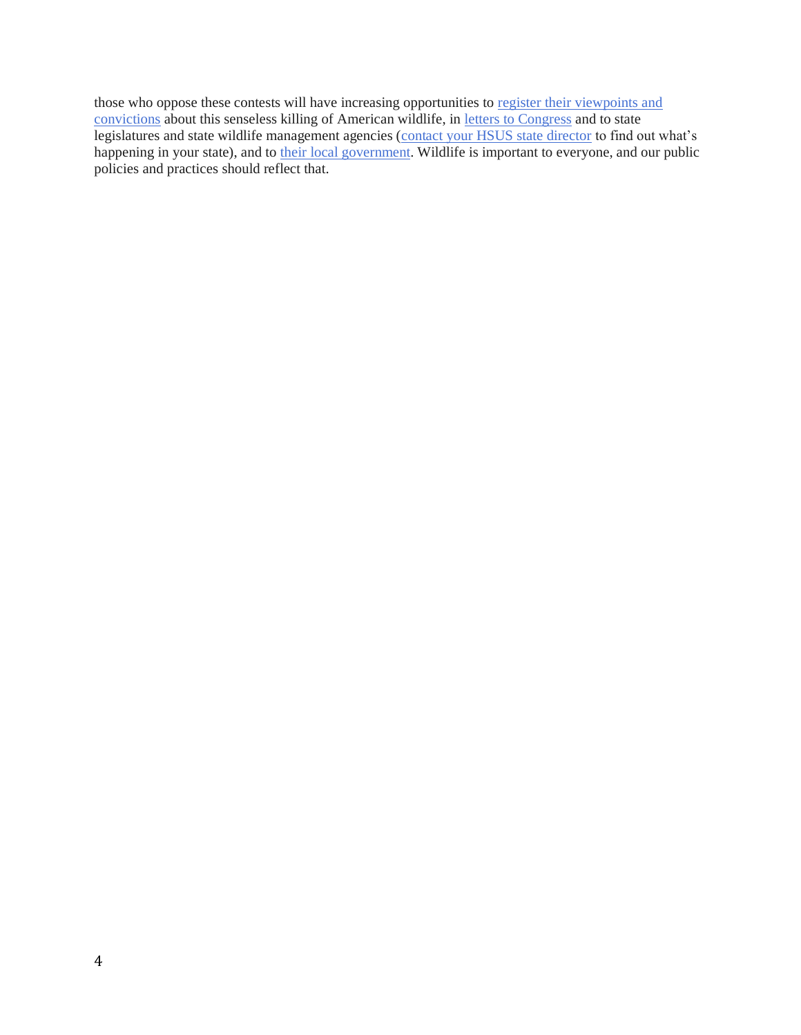those who oppose these contests will have increasing opportunities to register their viewpoints and convictions about this senseless killing of American wildlife, in letters to Congress and to state legislatures and state wildlife management agencies (contact your HSUS state director to find out what's happening in your state), and to their local government. Wildlife is important to everyone, and our public policies and practices should reflect that.